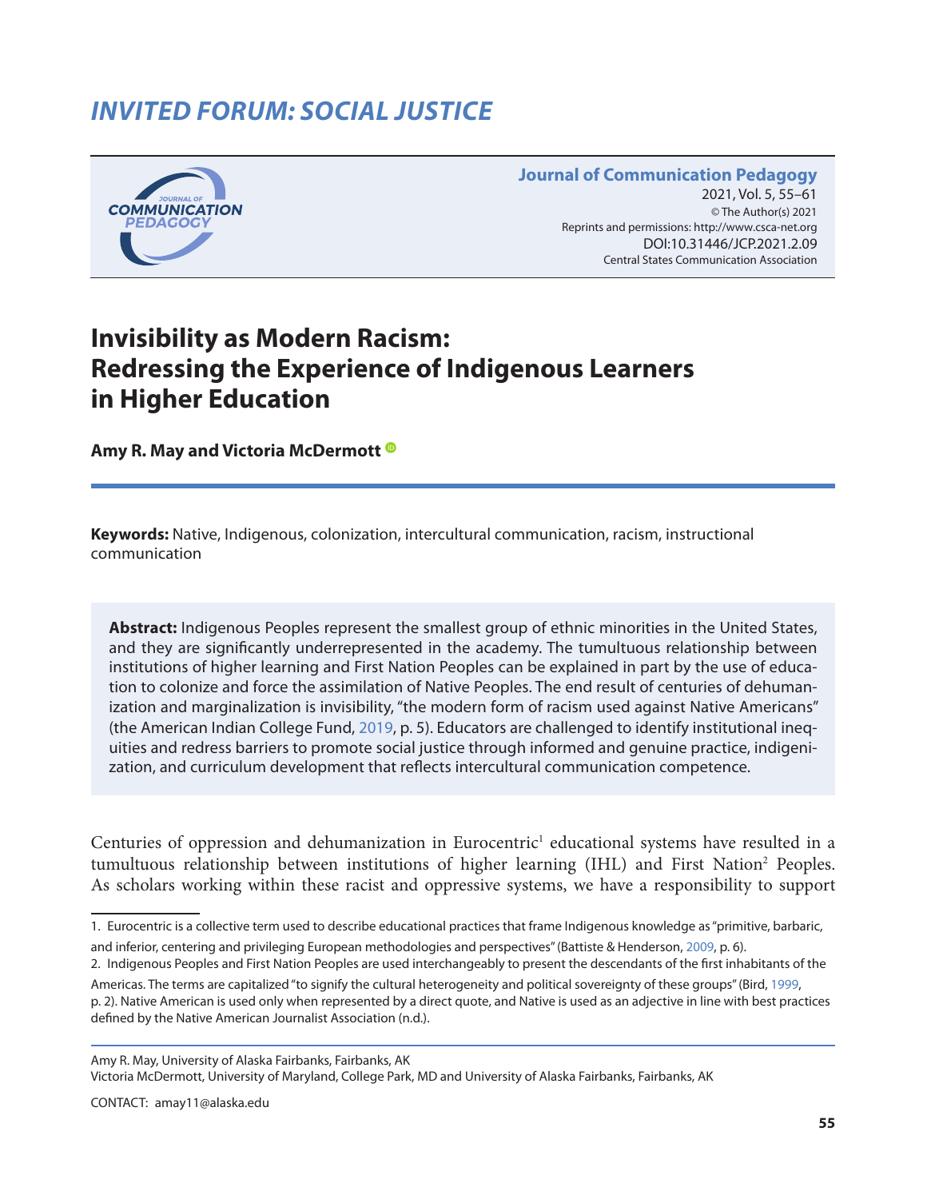*INVITED FORUM: SOCIAL JUSTICE*

# Invisibility as Modern Racism: Redressing the Experience of Indigenous Learners in Higher Education

**Amy R. May and Victoria McDermott**

**Keywords:** Native, Indigenous, colonization, intercultural communication, racism, instructional communication

**Abstract:** Indigenous Peoples represent the smallest group of ethnic minorities in the United States, and they are significantly underrepresented in the academy. The tumultuous relationship between institutions of higher learning and First Nation Peoples can be explained in part by the use of education to colonize and force the assimilation of Native Peoples. The end result of centuries of dehumanization and marginalization is invisibility, "the modern form of racism used against Native Americans" (the American Indian College Fund, 2019, p. 5). Educators are challenged to identify institutional inequities and redress barriers to promote social justice through informed and genuine practice, indigenization, and curriculum development that reflects intercultural communication competence.

Centuries of oppression and dehumanization in Eurocentric[1] educational systems have resulted in a tumultuous relationship between institutions of higher learning (IHL) and First Nation[2] Peoples. As scholars working within these racist and oppressive systems, we have a responsibility to support

1. Eurocentric is a collective term used to describe educational practices that frame Indigenous knowledge as "primitive, barbaric, and inferior, centering and privileging European methodologies and perspectives" (Battiste & Henderson, 2009, p. 6).

2. Indigenous Peoples and First Nation Peoples are used interchangeably to present the descendants of the first inhabitants of the Americas. The terms are capitalized "to signify the cultural heterogeneity and political sovereignty of these groups" (Bird, 1999, p. 2). Native American is used only when represented by a direct quote, and Native is used as an adjective in line with best practices defined by the Native American Journalist Association (n.d.).

Amy R. May, University of Alaska Fairbanks, Fairbanks, AK

Victoria McDermott, University of Maryland, College Park, MD and University of Alaska Fairbanks, Fairbanks, AK

CONTACT: amay11@alaska.edu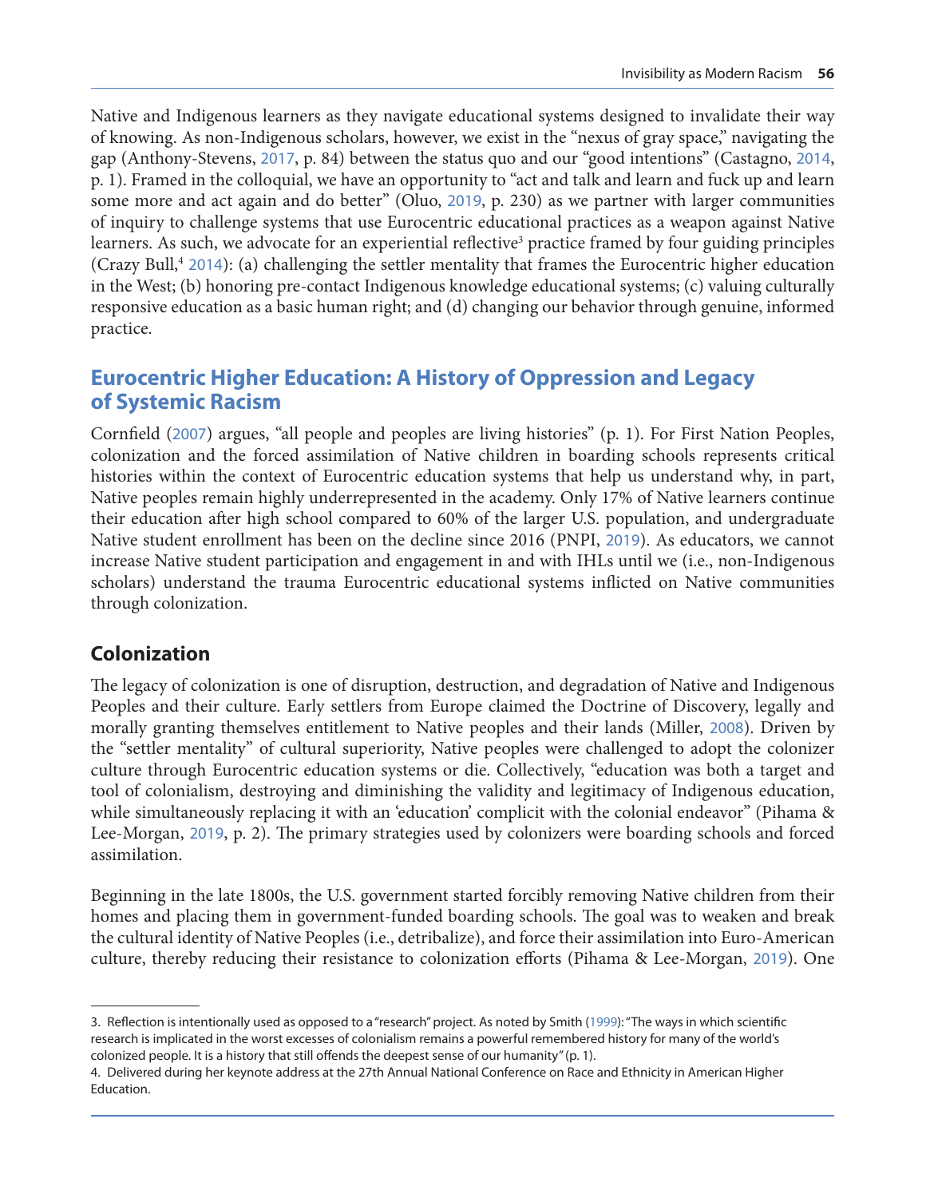Native and Indigenous learners as they navigate educational systems designed to invalidate their way of knowing. As non-Indigenous scholars, however, we exist in the "nexus of gray space," navigating the gap (Anthony-Stevens, 2017, p. 84) between the status quo and our "good intentions" (Castagno, 2014, p. 1). Framed in the colloquial, we have an opportunity to "act and talk and learn and fuck up and learn some more and act again and do better" (Oluo, 2019, p. 230) as we partner with larger communities of inquiry to challenge systems that use Eurocentric educational practices as a weapon against Native learners. As such, we advocate for an experiential reflective[3] practice framed by four guiding principles (Crazy Bull,[4] 2014): (a) challenging the settler mentality that frames the Eurocentric higher education in the West; (b) honoring pre-contact Indigenous knowledge educational systems; (c) valuing culturally responsive education as a basic human right; and (d) changing our behavior through genuine, informed practice.

## Eurocentric Higher Education: A History of Oppression and Legacy of Systemic Racism

Cornfield (2007) argues, "all people and peoples are living histories" (p. 1). For First Nation Peoples, colonization and the forced assimilation of Native children in boarding schools represents critical histories within the context of Eurocentric education systems that help us understand why, in part, Native peoples remain highly underrepresented in the academy. Only 17% of Native learners continue their education after high school compared to 60% of the larger U.S. population, and undergraduate Native student enrollment has been on the decline since 2016 (PNPI, 2019). As educators, we cannot increase Native student participation and engagement in and with IHLs until we (i.e., non-Indigenous scholars) understand the trauma Eurocentric educational systems inflicted on Native communities through colonization.

### Colonization

The legacy of colonization is one of disruption, destruction, and degradation of Native and Indigenous Peoples and their culture. Early settlers from Europe claimed the Doctrine of Discovery, legally and morally granting themselves entitlement to Native peoples and their lands (Miller, 2008). Driven by the "settler mentality" of cultural superiority, Native peoples were challenged to adopt the colonizer culture through Eurocentric education systems or die. Collectively, "education was both a target and tool of colonialism, destroying and diminishing the validity and legitimacy of Indigenous education, while simultaneously replacing it with an 'education' complicit with the colonial endeavor" (Pihama & Lee-Morgan, 2019, p. 2). The primary strategies used by colonizers were boarding schools and forced assimilation.

Beginning in the late 1800s, the U.S. government started forcibly removing Native children from their homes and placing them in government-funded boarding schools. The goal was to weaken and break the cultural identity of Native Peoples (i.e., detribalize), and force their assimilation into Euro-American culture, thereby reducing their resistance to colonization efforts (Pihama & Lee-Morgan, 2019). One

---

3. Reflection is intentionally used as opposed to a "research" project. As noted by Smith (1999): "The ways in which scientific research is implicated in the worst excesses of colonialism remains a powerful remembered history for many of the world's colonized people. It is a history that still offends the deepest sense of our humanity" (p. 1).

4. Delivered during her keynote address at the 27th Annual National Conference on Race and Ethnicity in American Higher Education.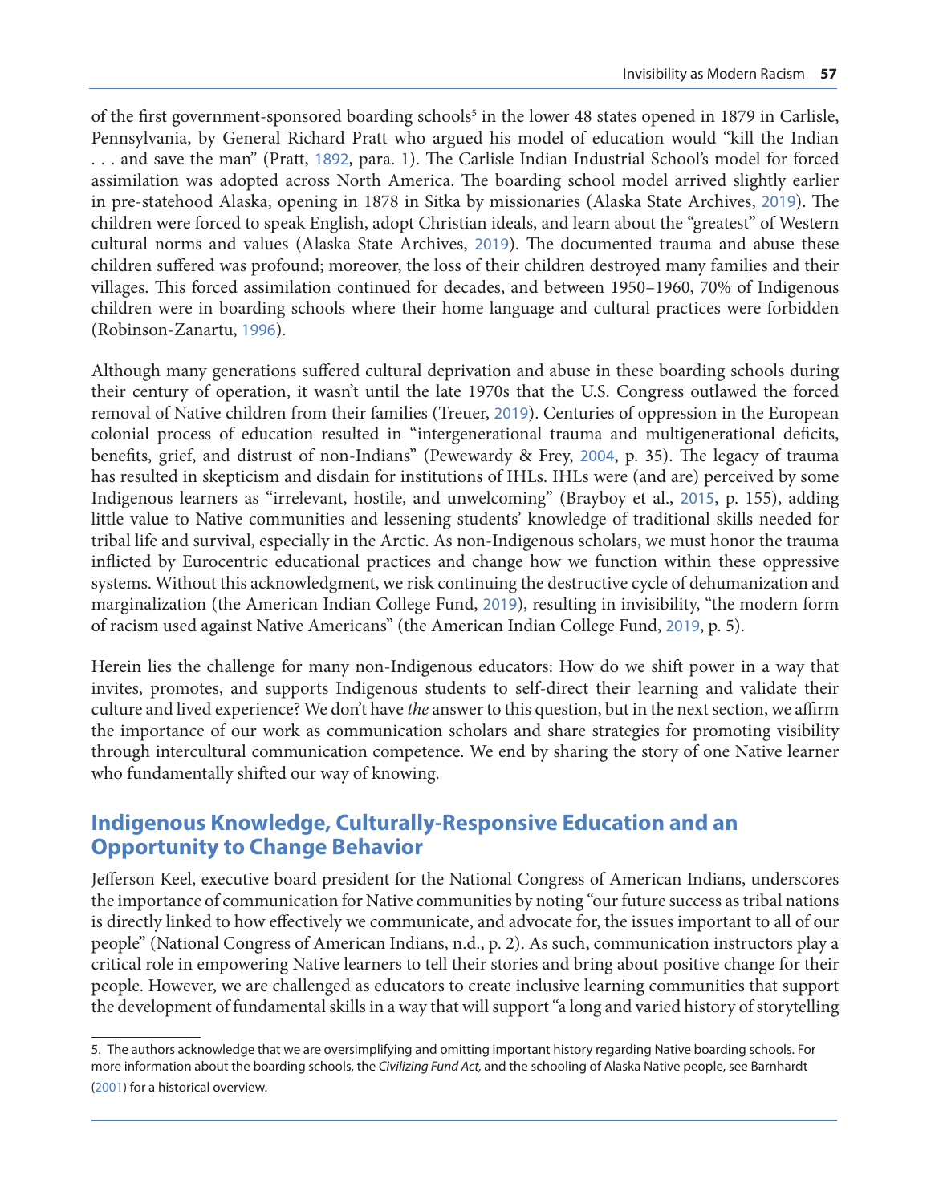of the first government-sponsored boarding schools[5] in the lower 48 states opened in 1879 in Carlisle, Pennsylvania, by General Richard Pratt who argued his model of education would "kill the Indian . . . and save the man" (Pratt, 1892, para. 1). The Carlisle Indian Industrial School's model for forced assimilation was adopted across North America. The boarding school model arrived slightly earlier in pre-statehood Alaska, opening in 1878 in Sitka by missionaries (Alaska State Archives, 2019). The children were forced to speak English, adopt Christian ideals, and learn about the "greatest" of Western cultural norms and values (Alaska State Archives, 2019). The documented trauma and abuse these children suffered was profound; moreover, the loss of their children destroyed many families and their villages. This forced assimilation continued for decades, and between 1950–1960, 70% of Indigenous children were in boarding schools where their home language and cultural practices were forbidden (Robinson-Zanartu, 1996).

Although many generations suffered cultural deprivation and abuse in these boarding schools during their century of operation, it wasn't until the late 1970s that the U.S. Congress outlawed the forced removal of Native children from their families (Treuer, 2019). Centuries of oppression in the European colonial process of education resulted in "intergenerational trauma and multigenerational deficits, benefits, grief, and distrust of non-Indians" (Pewewardy & Frey, 2004, p. 35). The legacy of trauma has resulted in skepticism and disdain for institutions of IHLs. IHLs were (and are) perceived by some Indigenous learners as "irrelevant, hostile, and unwelcoming" (Brayboy et al., 2015, p. 155), adding little value to Native communities and lessening students' knowledge of traditional skills needed for tribal life and survival, especially in the Arctic. As non-Indigenous scholars, we must honor the trauma inflicted by Eurocentric educational practices and change how we function within these oppressive systems. Without this acknowledgment, we risk continuing the destructive cycle of dehumanization and marginalization (the American Indian College Fund, 2019), resulting in invisibility, "the modern form of racism used against Native Americans" (the American Indian College Fund, 2019, p. 5).

Herein lies the challenge for many non-Indigenous educators: How do we shift power in a way that invites, promotes, and supports Indigenous students to self-direct their learning and validate their culture and lived experience? We don't have *the* answer to this question, but in the next section, we affirm the importance of our work as communication scholars and share strategies for promoting visibility through intercultural communication competence. We end by sharing the story of one Native learner who fundamentally shifted our way of knowing.

## Indigenous Knowledge, Culturally-Responsive Education and an Opportunity to Change Behavior

Jefferson Keel, executive board president for the National Congress of American Indians, underscores the importance of communication for Native communities by noting "our future success as tribal nations is directly linked to how effectively we communicate, and advocate for, the issues important to all of our people" (National Congress of American Indians, n.d., p. 2). As such, communication instructors play a critical role in empowering Native learners to tell their stories and bring about positive change for their people. However, we are challenged as educators to create inclusive learning communities that support the development of fundamental skills in a way that will support "a long and varied history of storytelling

5. The authors acknowledge that we are oversimplifying and omitting important history regarding Native boarding schools. For more information about the boarding schools, the *Civilizing Fund Act,* and the schooling of Alaska Native people, see Barnhardt (2001) for a historical overview.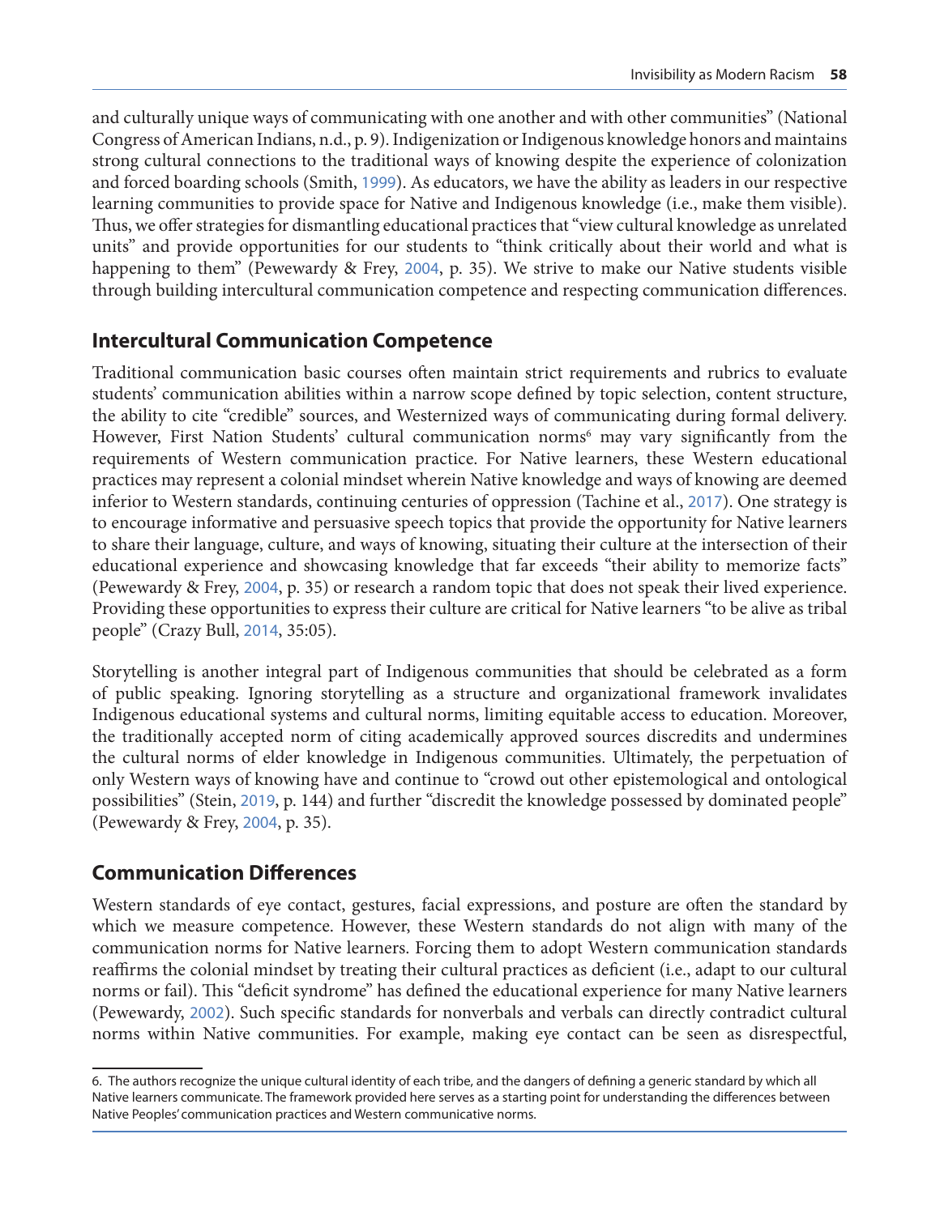and culturally unique ways of communicating with one another and with other communities" (National Congress of American Indians, n.d., p. 9). Indigenization or Indigenous knowledge honors and maintains strong cultural connections to the traditional ways of knowing despite the experience of colonization and forced boarding schools (Smith, 1999). As educators, we have the ability as leaders in our respective learning communities to provide space for Native and Indigenous knowledge (i.e., make them visible). Thus, we offer strategies for dismantling educational practices that "view cultural knowledge as unrelated units" and provide opportunities for our students to "think critically about their world and what is happening to them" (Pewewardy & Frey, 2004, p. 35). We strive to make our Native students visible through building intercultural communication competence and respecting communication differences.

## Intercultural Communication Competence

Traditional communication basic courses often maintain strict requirements and rubrics to evaluate students' communication abilities within a narrow scope defined by topic selection, content structure, the ability to cite "credible" sources, and Westernized ways of communicating during formal delivery. However, First Nation Students' cultural communication norms[6] may vary significantly from the requirements of Western communication practice. For Native learners, these Western educational practices may represent a colonial mindset wherein Native knowledge and ways of knowing are deemed inferior to Western standards, continuing centuries of oppression (Tachine et al., 2017). One strategy is to encourage informative and persuasive speech topics that provide the opportunity for Native learners to share their language, culture, and ways of knowing, situating their culture at the intersection of their educational experience and showcasing knowledge that far exceeds "their ability to memorize facts" (Pewewardy & Frey, 2004, p. 35) or research a random topic that does not speak their lived experience. Providing these opportunities to express their culture are critical for Native learners "to be alive as tribal people" (Crazy Bull, 2014, 35:05).

Storytelling is another integral part of Indigenous communities that should be celebrated as a form of public speaking. Ignoring storytelling as a structure and organizational framework invalidates Indigenous educational systems and cultural norms, limiting equitable access to education. Moreover, the traditionally accepted norm of citing academically approved sources discredits and undermines the cultural norms of elder knowledge in Indigenous communities. Ultimately, the perpetuation of only Western ways of knowing have and continue to "crowd out other epistemological and ontological possibilities" (Stein, 2019, p. 144) and further "discredit the knowledge possessed by dominated people" (Pewewardy & Frey, 2004, p. 35).

## Communication Differences

Western standards of eye contact, gestures, facial expressions, and posture are often the standard by which we measure competence. However, these Western standards do not align with many of the communication norms for Native learners. Forcing them to adopt Western communication standards reaffirms the colonial mindset by treating their cultural practices as deficient (i.e., adapt to our cultural norms or fail). This "deficit syndrome" has defined the educational experience for many Native learners (Pewewardy, 2002). Such specific standards for nonverbals and verbals can directly contradict cultural norms within Native communities. For example, making eye contact can be seen as disrespectful,

6. The authors recognize the unique cultural identity of each tribe, and the dangers of defining a generic standard by which all Native learners communicate. The framework provided here serves as a starting point for understanding the differences between Native Peoples' communication practices and Western communicative norms.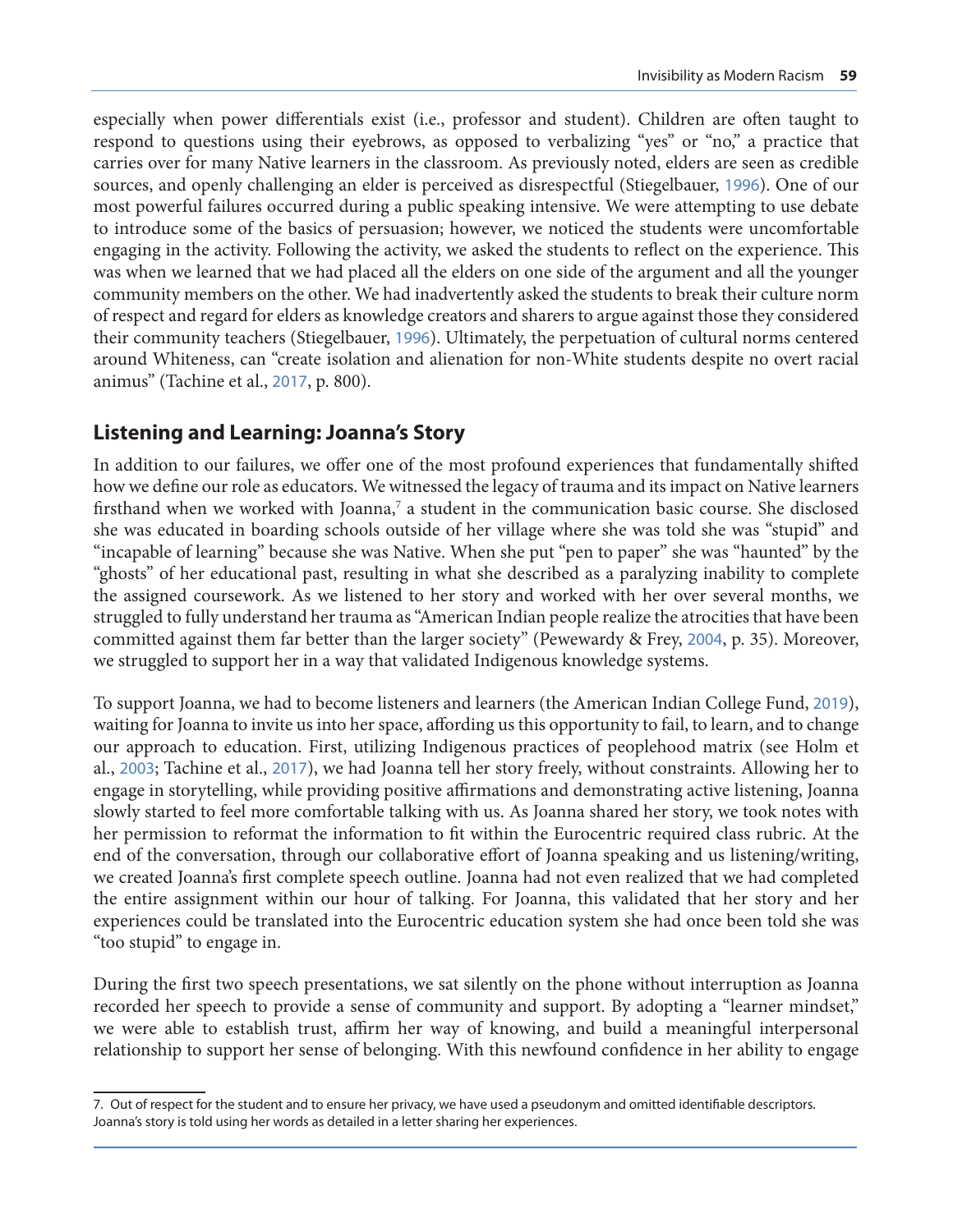especially when power differentials exist (i.e., professor and student). Children are often taught to respond to questions using their eyebrows, as opposed to verbalizing "yes" or "no," a practice that carries over for many Native learners in the classroom. As previously noted, elders are seen as credible sources, and openly challenging an elder is perceived as disrespectful (Stiegelbauer, 1996). One of our most powerful failures occurred during a public speaking intensive. We were attempting to use debate to introduce some of the basics of persuasion; however, we noticed the students were uncomfortable engaging in the activity. Following the activity, we asked the students to reflect on the experience. This was when we learned that we had placed all the elders on one side of the argument and all the younger community members on the other. We had inadvertently asked the students to break their culture norm of respect and regard for elders as knowledge creators and sharers to argue against those they considered their community teachers (Stiegelbauer, 1996). Ultimately, the perpetuation of cultural norms centered around Whiteness, can "create isolation and alienation for non-White students despite no overt racial animus" (Tachine et al., 2017, p. 800).

## Listening and Learning: Joanna's Story

In addition to our failures, we offer one of the most profound experiences that fundamentally shifted how we define our role as educators. We witnessed the legacy of trauma and its impact on Native learners firsthand when we worked with Joanna,[7] a student in the communication basic course. She disclosed she was educated in boarding schools outside of her village where she was told she was "stupid" and "incapable of learning" because she was Native. When she put "pen to paper" she was "haunted" by the "ghosts" of her educational past, resulting in what she described as a paralyzing inability to complete the assigned coursework. As we listened to her story and worked with her over several months, we struggled to fully understand her trauma as "American Indian people realize the atrocities that have been committed against them far better than the larger society" (Pewewardy & Frey, 2004, p. 35). Moreover, we struggled to support her in a way that validated Indigenous knowledge systems.

To support Joanna, we had to become listeners and learners (the American Indian College Fund, 2019), waiting for Joanna to invite us into her space, affording us this opportunity to fail, to learn, and to change our approach to education. First, utilizing Indigenous practices of peoplehood matrix (see Holm et al., 2003; Tachine et al., 2017), we had Joanna tell her story freely, without constraints. Allowing her to engage in storytelling, while providing positive affirmations and demonstrating active listening, Joanna slowly started to feel more comfortable talking with us. As Joanna shared her story, we took notes with her permission to reformat the information to fit within the Eurocentric required class rubric. At the end of the conversation, through our collaborative effort of Joanna speaking and us listening/writing, we created Joanna's first complete speech outline. Joanna had not even realized that we had completed the entire assignment within our hour of talking. For Joanna, this validated that her story and her experiences could be translated into the Eurocentric education system she had once been told she was "too stupid" to engage in.

During the first two speech presentations, we sat silently on the phone without interruption as Joanna recorded her speech to provide a sense of community and support. By adopting a "learner mindset," we were able to establish trust, affirm her way of knowing, and build a meaningful interpersonal relationship to support her sense of belonging. With this newfound confidence in her ability to engage

7. Out of respect for the student and to ensure her privacy, we have used a pseudonym and omitted identifiable descriptors. Joanna's story is told using her words as detailed in a letter sharing her experiences.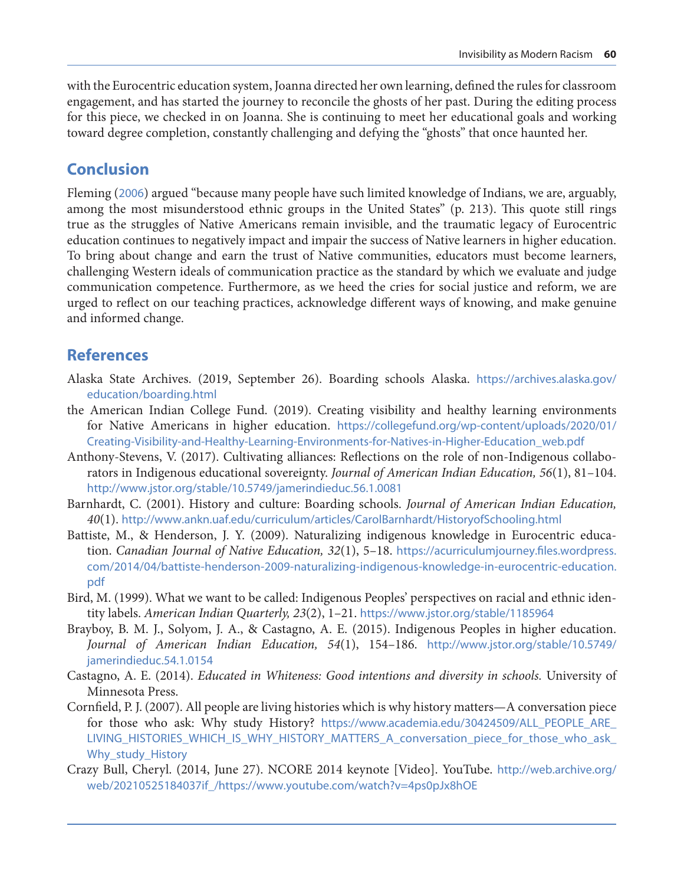with the Eurocentric education system, Joanna directed her own learning, defined the rules for classroom engagement, and has started the journey to reconcile the ghosts of her past. During the editing process for this piece, we checked in on Joanna. She is continuing to meet her educational goals and working toward degree completion, constantly challenging and defying the "ghosts" that once haunted her.

## Conclusion

Fleming (2006) argued "because many people have such limited knowledge of Indians, we are, arguably, among the most misunderstood ethnic groups in the United States" (p. 213). This quote still rings true as the struggles of Native Americans remain invisible, and the traumatic legacy of Eurocentric education continues to negatively impact and impair the success of Native learners in higher education. To bring about change and earn the trust of Native communities, educators must become learners, challenging Western ideals of communication practice as the standard by which we evaluate and judge communication competence. Furthermore, as we heed the cries for social justice and reform, we are urged to reflect on our teaching practices, acknowledge different ways of knowing, and make genuine and informed change.

## References

Alaska State Archives. (2019, September 26). Boarding schools Alaska. https://archives.alaska.gov/education/boarding.html

the American Indian College Fund. (2019). Creating visibility and healthy learning environments for Native Americans in higher education. https://collegefund.org/wp-content/uploads/2020/01/Creating-Visibility-and-Healthy-Learning-Environments-for-Natives-in-Higher-Education_web.pdf

Anthony-Stevens, V. (2017). Cultivating alliances: Reflections on the role of non-Indigenous collaborators in Indigenous educational sovereignty. *Journal of American Indian Education, 56*(1), 81–104. http://www.jstor.org/stable/10.5749/jamerindieduc.56.1.0081

Barnhardt, C. (2001). History and culture: Boarding schools. *Journal of American Indian Education, 40*(1). http://www.ankn.uaf.edu/curriculum/articles/CarolBarnhardt/HistoryofSchooling.html

Battiste, M., & Henderson, J. Y. (2009). Naturalizing indigenous knowledge in Eurocentric education. *Canadian Journal of Native Education, 32*(1), 5–18. https://acurriculumjourney.files.wordpress.com/2014/04/battiste-henderson-2009-naturalizing-indigenous-knowledge-in-eurocentric-education.pdf

Bird, M. (1999). What we want to be called: Indigenous Peoples' perspectives on racial and ethnic identity labels. *American Indian Quarterly, 23*(2), 1–21. https://www.jstor.org/stable/1185964

Brayboy, B. M. J., Solyom, J. A., & Castagno, A. E. (2015). Indigenous Peoples in higher education. *Journal of American Indian Education, 54*(1), 154–186. http://www.jstor.org/stable/10.5749/jamerindieduc.54.1.0154

Castagno, A. E. (2014). *Educated in Whiteness: Good intentions and diversity in schools.* University of Minnesota Press.

Cornfield, P. J. (2007). All people are living histories which is why history matters—A conversation piece for those who ask: Why study History? https://www.academia.edu/30424509/ALL_PEOPLE_ARE_LIVING_HISTORIES_WHICH_IS_WHY_HISTORY_MATTERS_A_conversation_piece_for_those_who_ask_Why_study_History

Crazy Bull, Cheryl. (2014, June 27). NCORE 2014 keynote [Video]. YouTube. http://web.archive.org/web/20210525184037if_/https://www.youtube.com/watch?v=4ps0pJx8hOE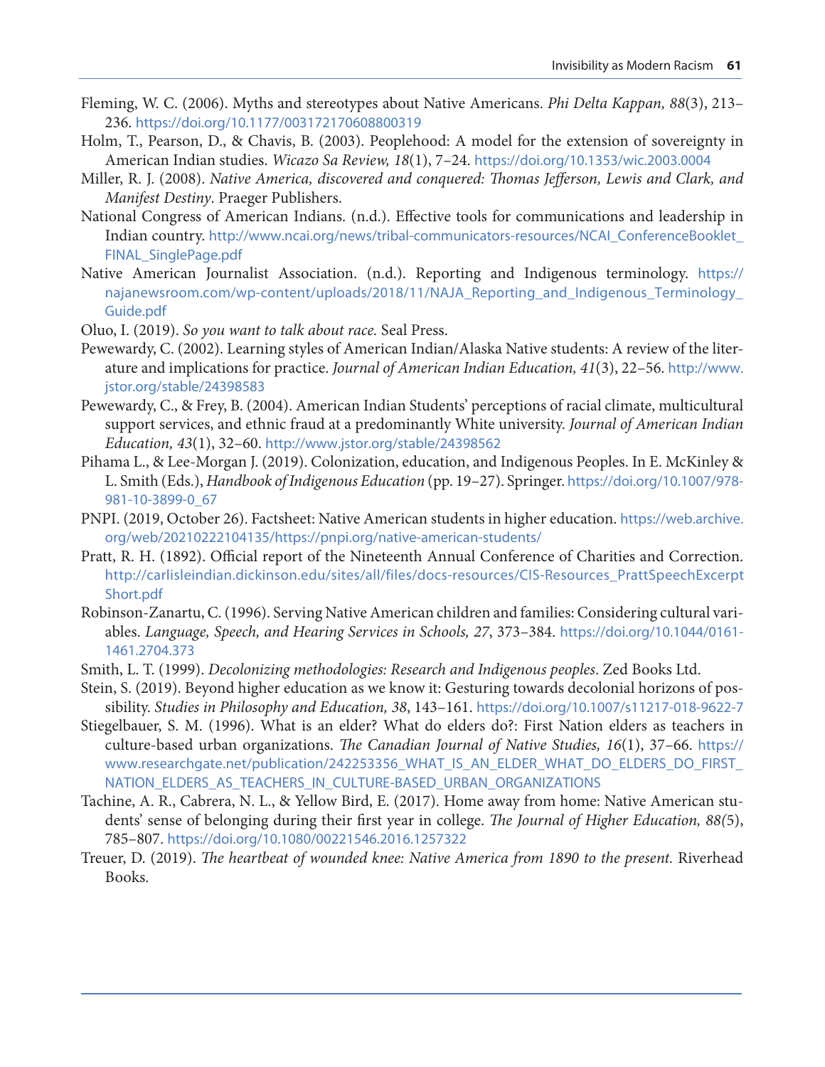Fleming, W. C. (2006). Myths and stereotypes about Native Americans. *Phi Delta Kappan, 88*(3), 213–236. https://doi.org/10.1177/003172170608800319

Holm, T., Pearson, D., & Chavis, B. (2003). Peoplehood: A model for the extension of sovereignty in American Indian studies. *Wicazo Sa Review, 18*(1), 7–24. https://doi.org/10.1353/wic.2003.0004

Miller, R. J. (2008). *Native America, discovered and conquered: Thomas Jefferson, Lewis and Clark, and Manifest Destiny*. Praeger Publishers.

National Congress of American Indians. (n.d.). Effective tools for communications and leadership in Indian country. http://www.ncai.org/news/tribal-communicators-resources/NCAI_ConferenceBooklet_FINAL_SinglePage.pdf

Native American Journalist Association. (n.d.). Reporting and Indigenous terminology. https://najanewsroom.com/wp-content/uploads/2018/11/NAJA_Reporting_and_Indigenous_Terminology_Guide.pdf

Oluo, I. (2019). *So you want to talk about race.* Seal Press.

Pewewardy, C. (2002). Learning styles of American Indian/Alaska Native students: A review of the literature and implications for practice. *Journal of American Indian Education, 41*(3), 22–56. http://www.jstor.org/stable/24398583

Pewewardy, C., & Frey, B. (2004). American Indian Students' perceptions of racial climate, multicultural support services, and ethnic fraud at a predominantly White university. *Journal of American Indian Education, 43*(1), 32–60. http://www.jstor.org/stable/24398562

Pihama L., & Lee-Morgan J. (2019). Colonization, education, and Indigenous Peoples. In E. McKinley & L. Smith (Eds.), *Handbook of Indigenous Education* (pp. 19–27). Springer. https://doi.org/10.1007/978-981-10-3899-0_67

PNPI. (2019, October 26). Factsheet: Native American students in higher education. https://web.archive.org/web/20210222104135/https://pnpi.org/native-american-students/

Pratt, R. H. (1892). Official report of the Nineteenth Annual Conference of Charities and Correction. http://carlisleindian.dickinson.edu/sites/all/files/docs-resources/CIS-Resources_PrattSpeechExcerptShort.pdf

Robinson-Zanartu, C. (1996). Serving Native American children and families: Considering cultural variables. *Language, Speech, and Hearing Services in Schools, 27*, 373–384. https://doi.org/10.1044/0161-1461.2704.373

Smith, L. T. (1999). *Decolonizing methodologies: Research and Indigenous peoples*. Zed Books Ltd.

Stein, S. (2019). Beyond higher education as we know it: Gesturing towards decolonial horizons of possibility. *Studies in Philosophy and Education, 38*, 143–161. https://doi.org/10.1007/s11217-018-9622-7

Stiegelbauer, S. M. (1996). What is an elder? What do elders do?: First Nation elders as teachers in culture-based urban organizations. *The Canadian Journal of Native Studies, 16*(1), 37–66. https://www.researchgate.net/publication/242253356_WHAT_IS_AN_ELDER_WHAT_DO_ELDERS_DO_FIRST_NATION_ELDERS_AS_TEACHERS_IN_CULTURE-BASED_URBAN_ORGANIZATIONS

Tachine, A. R., Cabrera, N. L., & Yellow Bird, E. (2017). Home away from home: Native American students' sense of belonging during their first year in college. *The Journal of Higher Education, 88(*5), 785–807. https://doi.org/10.1080/00221546.2016.1257322

Treuer, D. (2019). *The heartbeat of wounded knee: Native America from 1890 to the present.* Riverhead Books.